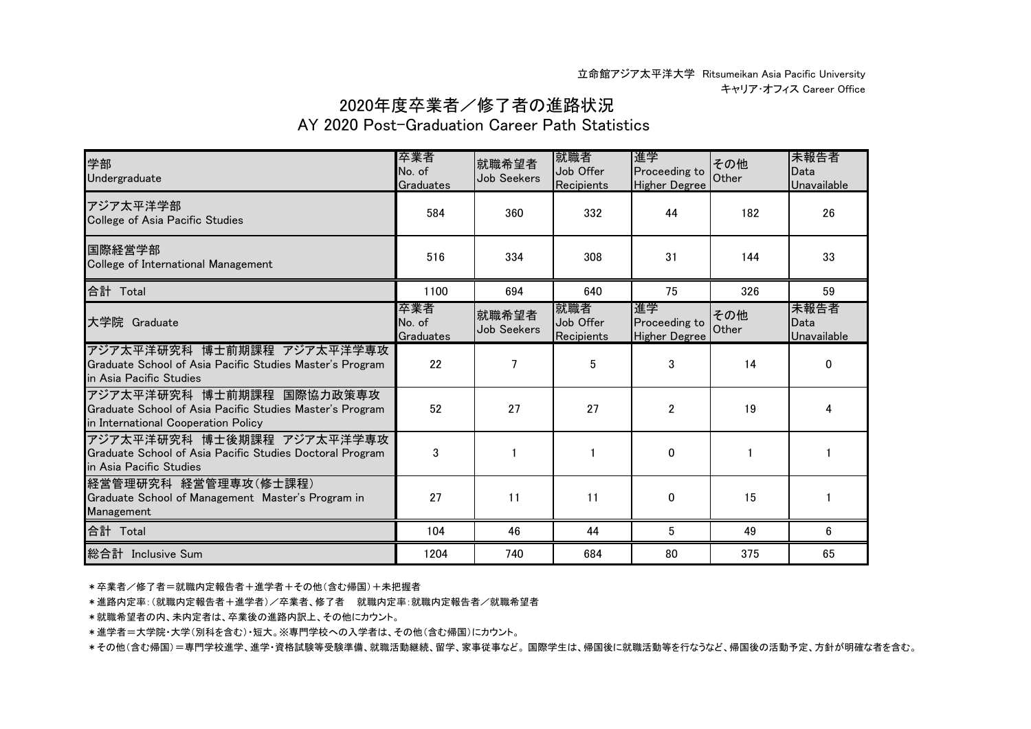立命館アジア太平洋大学 Ritsumeikan Asia Pacific University
キャリア･オフィス Career Office

# 2020年度卒業者／修了者の進路状況
## AY 2020 Post-Graduation Career Path Statistics

| 学部 Undergraduate | 卒業者 No. of Graduates | 就職希望者 Job Seekers | 就職者 Job Offer Recipients | 進学 Proceeding to Higher Degree | その他 Other | 未報告者 Data Unavailable |
|---|---|---|---|---|---|---|
| アジア太平洋学部 College of Asia Pacific Studies | 584 | 360 | 332 | 44 | 182 | 26 |
| 国際経営学部 College of International Management | 516 | 334 | 308 | 31 | 144 | 33 |
| 合計 Total | 1100 | 694 | 640 | 75 | 326 | 59 |
| **大学院 Graduate** | **卒業者 No. of Graduates** | **就職希望者 Job Seekers** | **就職者 Job Offer Recipients** | **進学 Proceeding to Higher Degree** | **その他 Other** | **未報告者 Data Unavailable** |
| アジア太平洋研究科 博士前期課程 アジア太平洋学専攻 Graduate School of Asia Pacific Studies Master's Program in Asia Pacific Studies | 22 | 7 | 5 | 3 | 14 | 0 |
| アジア太平洋研究科 博士前期課程 国際協力政策専攻 Graduate School of Asia Pacific Studies Master's Program in International Cooperation Policy | 52 | 27 | 27 | 2 | 19 | 4 |
| アジア太平洋研究科 博士後期課程 アジア太平洋学専攻 Graduate School of Asia Pacific Studies Doctoral Program in Asia Pacific Studies | 3 | 1 | 1 | 0 | 1 | 1 |
| 経営管理研究科 経営管理専攻(修士課程) Graduate School of Management Master's Program in Management | 27 | 11 | 11 | 0 | 15 | 1 |
| 合計 Total | 104 | 46 | 44 | 5 | 49 | 6 |
| 総合計 Inclusive Sum | 1204 | 740 | 684 | 80 | 375 | 65 |

＊卒業者／修了者＝就職内定報告者＋進学者＋その他(含む帰国)＋未把握者

＊進路内定率:(就職内定報告者＋進学者)／卒業者、修了者　就職内定率:就職内定報告者／就職希望者

＊就職希望者の内、未内定者は、卒業後の進路内訳上、その他にカウント。

＊進学者＝大学院･大学(別科を含む)･短大。※専門学校への入学者は、その他(含む帰国)にカウント。

＊その他(含む帰国)＝専門学校進学、進学･資格試験等受験準備、就職活動継続、留学、家事従事など。国際学生は、帰国後に就職活動等を行なうなど、帰国後の活動予定、方針が明確な者を含む。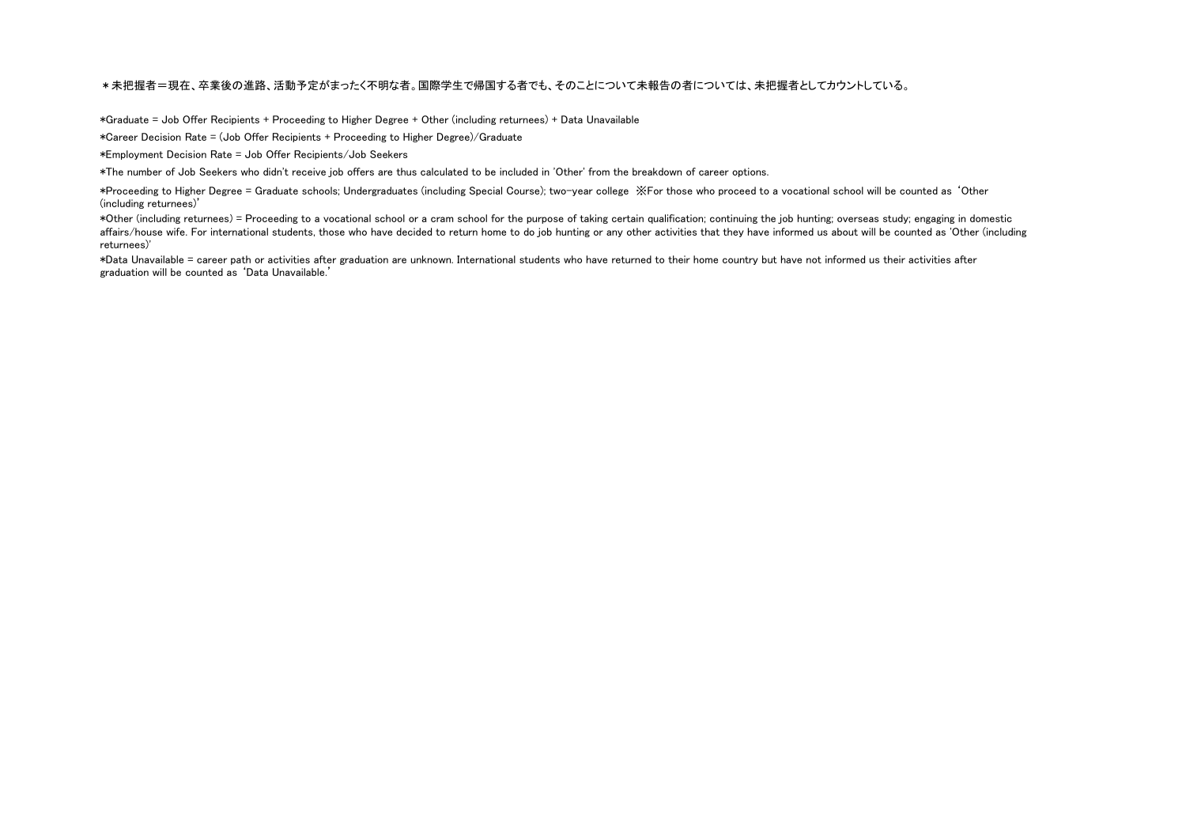＊未把握者＝現在、卒業後の進路、活動予定がまったく不明な者。国際学生で帰国する者でも、そのことについて未報告の者については、未把握者としてカウントしている。

*Graduate = Job Offer Recipients + Proceeding to Higher Degree + Other (including returnees) + Data Unavailable

*Career Decision Rate = (Job Offer Recipients + Proceeding to Higher Degree)/Graduate

*Employment Decision Rate = Job Offer Recipients/Job Seekers

*The number of Job Seekers who didn't receive job offers are thus calculated to be included in 'Other' from the breakdown of career options.

*Proceeding to Higher Degree = Graduate schools; Undergraduates (including Special Course); two-year college ※For those who proceed to a vocational school will be counted as 'Other (including returnees)'

*Other (including returnees) = Proceeding to a vocational school or a cram school for the purpose of taking certain qualification; continuing the job hunting; overseas study; engaging in domestic affairs/house wife. For international students, those who have decided to return home to do job hunting or any other activities that they have informed us about will be counted as 'Other (including returnees)'

*Data Unavailable = career path or activities after graduation are unknown. International students who have returned to their home country but have not informed us their activities after graduation will be counted as 'Data Unavailable.'